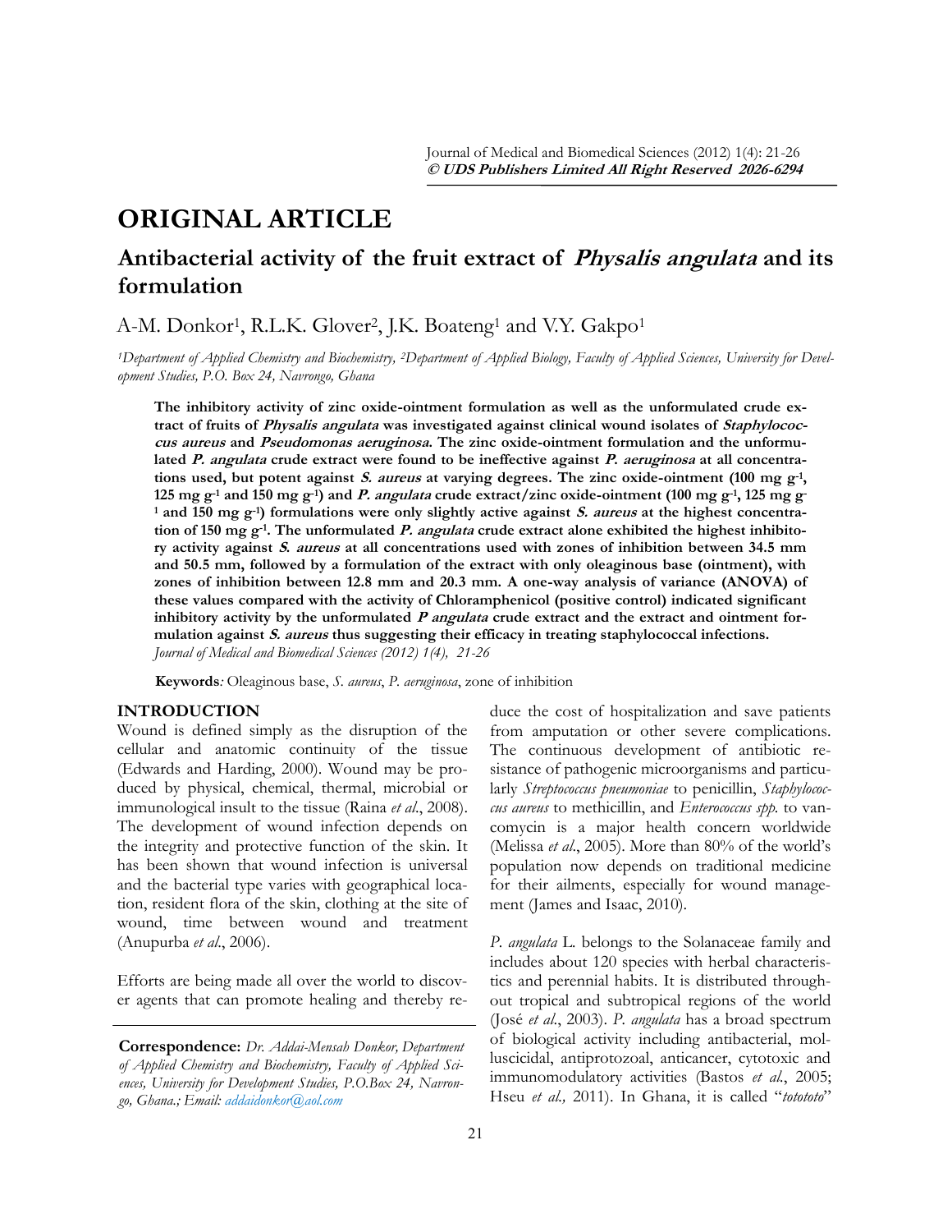# ORIGINAL ARTICLE

## Antibacterial activity of the fruit extract of *Physalis angulata* and its formulation

A-M. Donkor[1], R.L.K. Glover[2], J.K. Boateng[1] and V.Y. Gakpo[1]

*[1]Department of Applied Chemistry and Biochemistry, [2]Department of Applied Biology, Faculty of Applied Sciences, University for Development Studies, P.O. Box 24, Navrongo, Ghana*

**The inhibitory activity of zinc oxide-ointment formulation as well as the unformulated crude extract of fruits of *Physalis angulata* was investigated against clinical wound isolates of *Staphylococcus aureus* and *Pseudomonas aeruginosa*. The zinc oxide-ointment formulation and the unformulated *P. angulata* crude extract were found to be ineffective against *P. aeruginosa* at all concentrations used, but potent against *S. aureus* at varying degrees. The zinc oxide-ointment (100 mg g$^{-1}$, 125 mg g$^{-1}$ and 150 mg g$^{-1}$) and *P. angulata* crude extract/zinc oxide-ointment (100 mg g$^{-1}$, 125 mg g$^{-1}$ and 150 mg g$^{-1}$) formulations were only slightly active against *S. aureus* at the highest concentration of 150 mg g$^{-1}$. The unformulated *P. angulata* crude extract alone exhibited the highest inhibitory activity against *S. aureus* at all concentrations used with zones of inhibition between 34.5 mm and 50.5 mm, followed by a formulation of the extract with only oleaginous base (ointment), with zones of inhibition between 12.8 mm and 20.3 mm. A one-way analysis of variance (ANOVA) of these values compared with the activity of Chloramphenicol (positive control) indicated significant inhibitory activity by the unformulated *P angulata* crude extract and the extract and ointment formulation against *S. aureus* thus suggesting their efficacy in treating staphylococcal infections.**
*Journal of Medical and Biomedical Sciences (2012) 1(4), 21-26*

**Keywords***:* Oleaginous base, *S. aureus*, *P. aeruginosa*, zone of inhibition

## INTRODUCTION

Wound is defined simply as the disruption of the cellular and anatomic continuity of the tissue (Edwards and Harding, 2000). Wound may be produced by physical, chemical, thermal, microbial or immunological insult to the tissue (Raina *et al*., 2008). The development of wound infection depends on the integrity and protective function of the skin. It has been shown that wound infection is universal and the bacterial type varies with geographical location, resident flora of the skin, clothing at the site of wound, time between wound and treatment (Anupurba *et al*., 2006).

Efforts are being made all over the world to discover agents that can promote healing and thereby reduce the cost of hospitalization and save patients from amputation or other severe complications. The continuous development of antibiotic resistance of pathogenic microorganisms and particularly *Streptococcus pneumoniae* to penicillin, *Staphylococcus aureus* to methicillin, and *Enterococcus spp.* to vancomycin is a major health concern worldwide (Melissa *et al*., 2005). More than 80% of the world's population now depends on traditional medicine for their ailments, especially for wound management (James and Isaac, 2010).

*P. angulata* L. belongs to the Solanaceae family and includes about 120 species with herbal characteristics and perennial habits. It is distributed throughout tropical and subtropical regions of the world (José *et al*., 2003). *P. angulata* has a broad spectrum of biological activity including antibacterial, molluscicidal, antiprotozoal, anticancer, cytotoxic and immunomodulatory activities (Bastos *et al*., 2005; Hseu *et al.,* 2011). In Ghana, it is called "*totototo*"

**Correspondence:** *Dr. Addai-Mensah Donkor, Department of Applied Chemistry and Biochemistry, Faculty of Applied Sciences, University for Development Studies, P.O.Box 24, Navrongo, Ghana.; Email: addaidonkor@aol.com*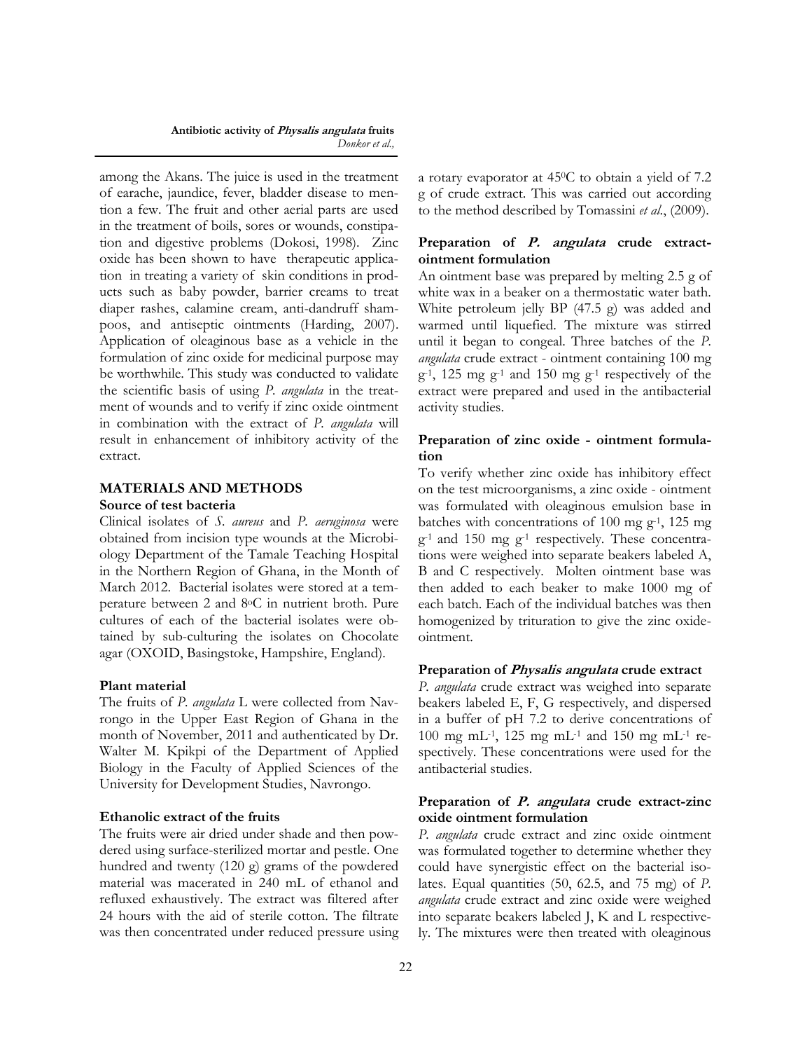among the Akans. The juice is used in the treatment of earache, jaundice, fever, bladder disease to mention a few. The fruit and other aerial parts are used in the treatment of boils, sores or wounds, constipation and digestive problems (Dokosi, 1998). Zinc oxide has been shown to have therapeutic application in treating a variety of skin conditions in products such as baby powder, barrier creams to treat diaper rashes, calamine cream, anti-dandruff shampoos, and antiseptic ointments (Harding, 2007). Application of oleaginous base as a vehicle in the formulation of zinc oxide for medicinal purpose may be worthwhile. This study was conducted to validate the scientific basis of using *P. angulata* in the treatment of wounds and to verify if zinc oxide ointment in combination with the extract of *P. angulata* will result in enhancement of inhibitory activity of the extract.

## MATERIALS AND METHODS

### Source of test bacteria

Clinical isolates of *S. aureus* and *P. aeruginosa* were obtained from incision type wounds at the Microbiology Department of the Tamale Teaching Hospital in the Northern Region of Ghana, in the Month of March 2012. Bacterial isolates were stored at a temperature between 2 and 8$^{o}$C in nutrient broth. Pure cultures of each of the bacterial isolates were obtained by sub-culturing the isolates on Chocolate agar (OXOID, Basingstoke, Hampshire, England).

### Plant material

The fruits of *P. angulata* L were collected from Navrongo in the Upper East Region of Ghana in the month of November, 2011 and authenticated by Dr. Walter M. Kpikpi of the Department of Applied Biology in the Faculty of Applied Sciences of the University for Development Studies, Navrongo.

### Ethanolic extract of the fruits

The fruits were air dried under shade and then powdered using surface-sterilized mortar and pestle. One hundred and twenty (120 g) grams of the powdered material was macerated in 240 mL of ethanol and refluxed exhaustively. The extract was filtered after 24 hours with the aid of sterile cotton. The filtrate was then concentrated under reduced pressure using a rotary evaporator at 45$^{0}$C to obtain a yield of 7.2 g of crude extract. This was carried out according to the method described by Tomassini *et al.*, (2009).

### Preparation of *P. angulata* crude extract-ointment formulation

An ointment base was prepared by melting 2.5 g of white wax in a beaker on a thermostatic water bath. White petroleum jelly BP (47.5 g) was added and warmed until liquefied. The mixture was stirred until it began to congeal. Three batches of the *P. angulata* crude extract - ointment containing 100 mg $g^{-1}$, 125 mg $g^{-1}$ and 150 mg $g^{-1}$ respectively of the extract were prepared and used in the antibacterial activity studies.

### Preparation of zinc oxide - ointment formulation

To verify whether zinc oxide has inhibitory effect on the test microorganisms, a zinc oxide - ointment was formulated with oleaginous emulsion base in batches with concentrations of 100 mg $g^{-1}$, 125 mg $g^{-1}$ and 150 mg $g^{-1}$ respectively. These concentrations were weighed into separate beakers labeled A, B and C respectively. Molten ointment base was then added to each beaker to make 1000 mg of each batch. Each of the individual batches was then homogenized by trituration to give the zinc oxide-ointment.

### Preparation of *Physalis angulata* crude extract

*P. angulata* crude extract was weighed into separate beakers labeled E, F, G respectively, and dispersed in a buffer of pH 7.2 to derive concentrations of 100 mg $mL^{-1}$, 125 mg $mL^{-1}$ and 150 mg $mL^{-1}$ respectively. These concentrations were used for the antibacterial studies.

### Preparation of *P. angulata* crude extract-zinc oxide ointment formulation

*P. angulata* crude extract and zinc oxide ointment was formulated together to determine whether they could have synergistic effect on the bacterial isolates. Equal quantities (50, 62.5, and 75 mg) of *P. angulata* crude extract and zinc oxide were weighed into separate beakers labeled J, K and L respectively. The mixtures were then treated with oleaginous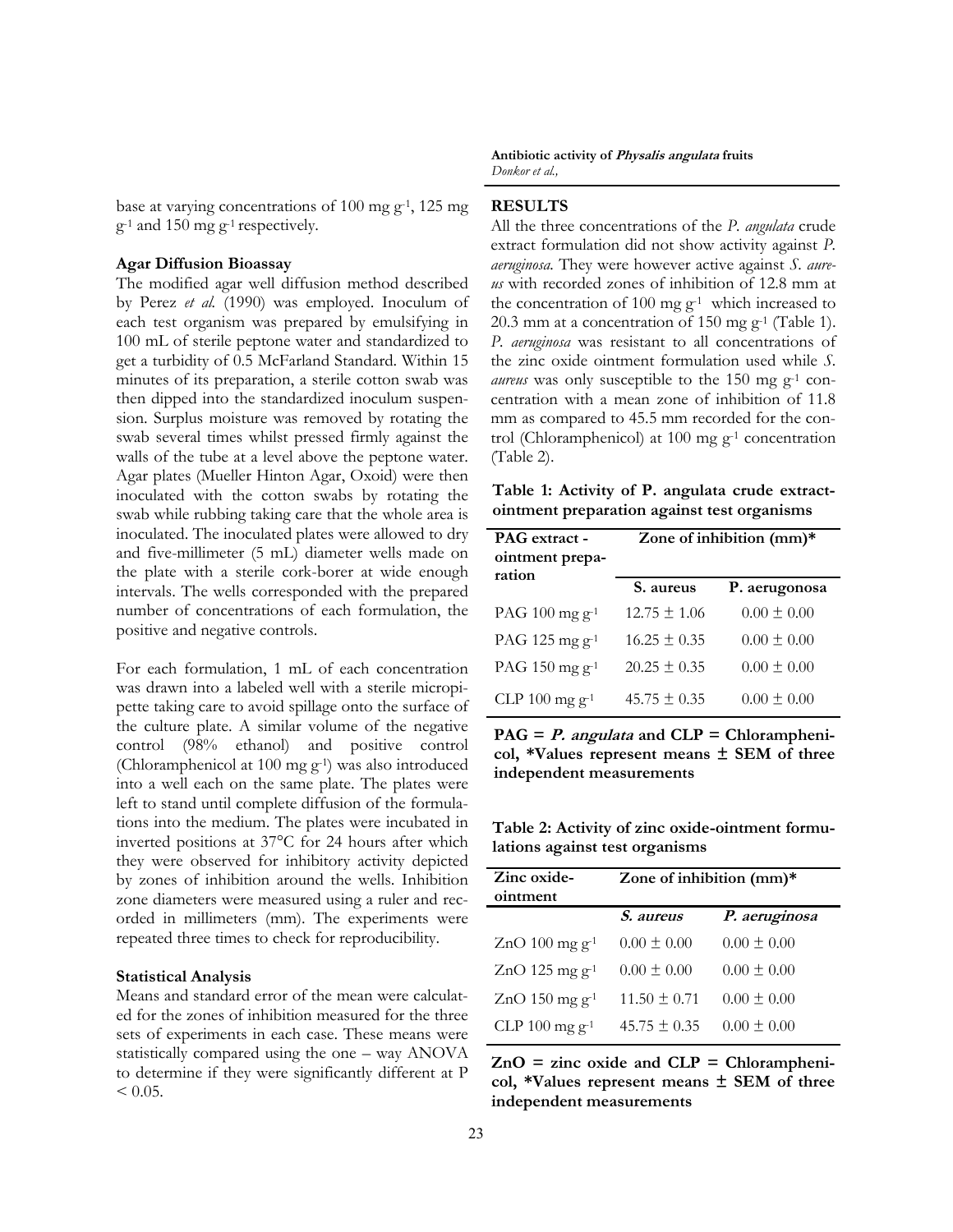base at varying concentrations of 100 mg $g^{-1}$, 125 mg $g^{-1}$ and 150 mg $g^{-1}$ respectively.

### Agar Diffusion Bioassay

The modified agar well diffusion method described by Perez *et al.* (1990) was employed. Inoculum of each test organism was prepared by emulsifying in 100 mL of sterile peptone water and standardized to get a turbidity of 0.5 McFarland Standard. Within 15 minutes of its preparation, a sterile cotton swab was then dipped into the standardized inoculum suspension. Surplus moisture was removed by rotating the swab several times whilst pressed firmly against the walls of the tube at a level above the peptone water. Agar plates (Mueller Hinton Agar, Oxoid) were then inoculated with the cotton swabs by rotating the swab while rubbing taking care that the whole area is inoculated. The inoculated plates were allowed to dry and five-millimeter (5 mL) diameter wells made on the plate with a sterile cork-borer at wide enough intervals. The wells corresponded with the prepared number of concentrations of each formulation, the positive and negative controls.

For each formulation, 1 mL of each concentration was drawn into a labeled well with a sterile micropipette taking care to avoid spillage onto the surface of the culture plate. A similar volume of the negative control (98% ethanol) and positive control (Chloramphenicol at 100 mg $g^{-1}$) was also introduced into a well each on the same plate. The plates were left to stand until complete diffusion of the formulations into the medium. The plates were incubated in inverted positions at 37°C for 24 hours after which they were observed for inhibitory activity depicted by zones of inhibition around the wells. Inhibition zone diameters were measured using a ruler and recorded in millimeters (mm). The experiments were repeated three times to check for reproducibility.

### Statistical Analysis

Means and standard error of the mean were calculated for the zones of inhibition measured for the three sets of experiments in each case. These means were statistically compared using the one – way ANOVA to determine if they were significantly different at $P < 0.05$.

## RESULTS

All the three concentrations of the *P. angulata* crude extract formulation did not show activity against *P. aeruginosa.* They were however active against *S. aureus* with recorded zones of inhibition of 12.8 mm at the concentration of 100 mg $g^{-1}$ which increased to 20.3 mm at a concentration of 150 mg $g^{-1}$ (Table 1). *P. aeruginosa* was resistant to all concentrations of the zinc oxide ointment formulation used while *S. aureus* was only susceptible to the 150 mg $g^{-1}$ concentration with a mean zone of inhibition of 11.8 mm as compared to 45.5 mm recorded for the control (Chloramphenicol) at 100 mg $g^{-1}$ concentration (Table 2).

**Table 1: Activity of P. angulata crude extract-ointment preparation against test organisms**

| PAG extract - ointment preparation | Zone of inhibition (mm)* | |
|---|---|---|
| | **S. aureus** | **P. aerugonosa** |
| PAG 100 mg $g^{-1}$ | 12.75 ± 1.06 | 0.00 ± 0.00 |
| PAG 125 mg $g^{-1}$ | 16.25 ± 0.35 | 0.00 ± 0.00 |
| PAG 150 mg $g^{-1}$ | 20.25 ± 0.35 | 0.00 ± 0.00 |
| CLP 100 mg $g^{-1}$ | 45.75 ± 0.35 | 0.00 ± 0.00 |

**PAG = *P. angulata* and CLP = Chloramphenicol, *Values represent means ± SEM of three independent measurements**

**Table 2: Activity of zinc oxide-ointment formulations against test organisms**

| Zinc oxide-ointment | Zone of inhibition (mm)* | |
|---|---|---|
| | ***S. aureus*** | ***P. aeruginosa*** |
| ZnO 100 mg $g^{-1}$ | 0.00 ± 0.00 | 0.00 ± 0.00 |
| ZnO 125 mg $g^{-1}$ | 0.00 ± 0.00 | 0.00 ± 0.00 |
| ZnO 150 mg $g^{-1}$ | 11.50 ± 0.71 | 0.00 ± 0.00 |
| CLP 100 mg $g^{-1}$ | 45.75 ± 0.35 | 0.00 ± 0.00 |

**ZnO = zinc oxide and CLP = Chloramphenicol, *Values represent means ± SEM of three independent measurements**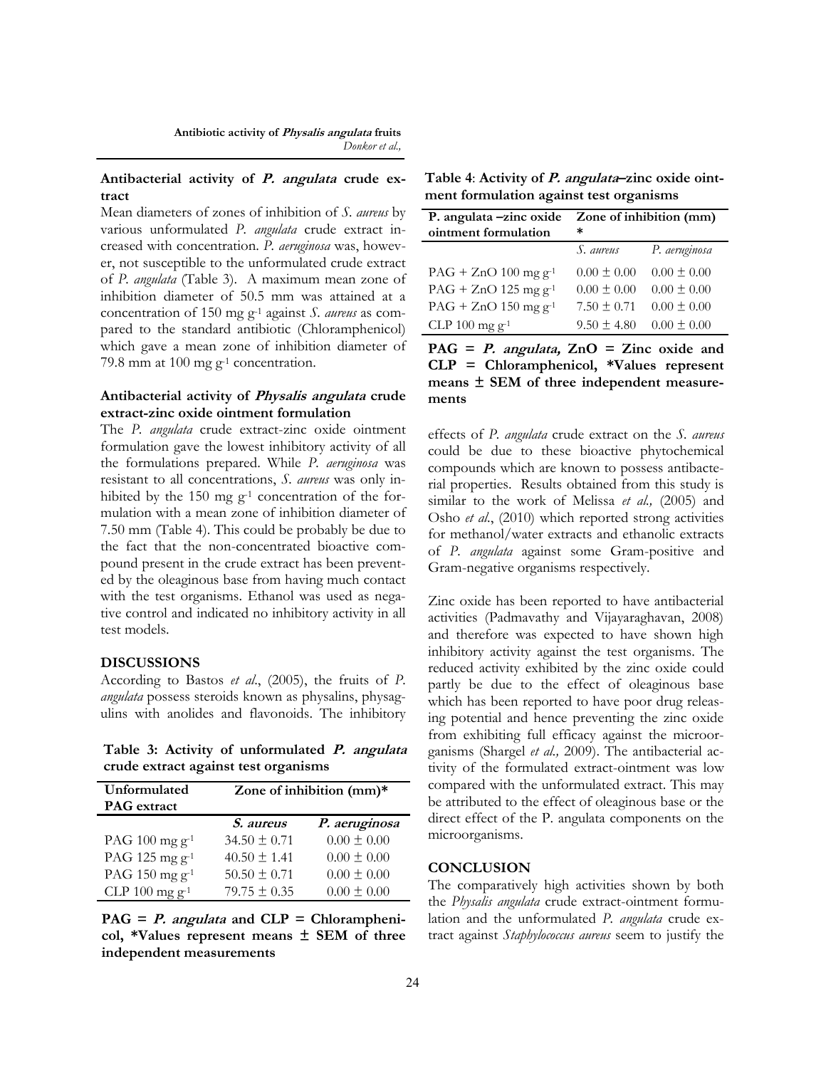### Antibacterial activity of *P. angulata* crude extract

Mean diameters of zones of inhibition of *S. aureus* by various unformulated *P. angulata* crude extract increased with concentration. *P. aeruginosa* was, however, not susceptible to the unformulated crude extract of *P. angulata* (Table 3). A maximum mean zone of inhibition diameter of 50.5 mm was attained at a concentration of 150 mg $g^{-1}$ against *S. aureus* as compared to the standard antibiotic (Chloramphenicol) which gave a mean zone of inhibition diameter of 79.8 mm at 100 mg $g^{-1}$ concentration.

### Antibacterial activity of *Physalis angulata* crude extract-zinc oxide ointment formulation

The *P. angulata* crude extract-zinc oxide ointment formulation gave the lowest inhibitory activity of all the formulations prepared. While *P. aeruginosa* was resistant to all concentrations, *S. aureus* was only inhibited by the 150 mg $g^{-1}$ concentration of the formulation with a mean zone of inhibition diameter of 7.50 mm (Table 4). This could be probably be due to the fact that the non-concentrated bioactive compound present in the crude extract has been prevented by the oleaginous base from having much contact with the test organisms. Ethanol was used as negative control and indicated no inhibitory activity in all test models.

## DISCUSSIONS

According to Bastos *et al*., (2005), the fruits of *P. angulata* possess steroids known as physalins, physagulins with anolides and flavonoids. The inhibitory effects of *P. angulata* crude extract on the *S. aureus* could be due to these bioactive phytochemical compounds which are known to possess antibacterial properties. Results obtained from this study is similar to the work of Melissa *et al.,* (2005) and Osho *et al*., (2010) which reported strong activities for methanol/water extracts and ethanolic extracts of *P. angulata* against some Gram-positive and Gram-negative organisms respectively.

**Table 3: Activity of unformulated *P. angulata* crude extract against test organisms**

| Unformulated PAG extract | Zone of inhibition (mm)* | |
|---|---|---|
| | *S. aureus* | *P. aeruginosa* |
| PAG 100 mg $g^{-1}$ | 34.50 ± 0.71 | 0.00 ± 0.00 |
| PAG 125 mg $g^{-1}$ | 40.50 ± 1.41 | 0.00 ± 0.00 |
| PAG 150 mg $g^{-1}$ | 50.50 ± 0.71 | 0.00 ± 0.00 |
| CLP 100 mg $g^{-1}$ | 79.75 ± 0.35 | 0.00 ± 0.00 |

**PAG = *P. angulata* and CLP = Chloramphenicol, *Values represent means ± SEM of three independent measurements**

**Table 4: Activity of *P. angulata*–zinc oxide ointment formulation against test organisms**

| P. angulata –zinc oxide ointment formulation | Zone of inhibition (mm) * | |
|---|---|---|
| | *S. aureus* | *P. aeruginosa* |
| PAG + ZnO 100 mg $g^{-1}$ | 0.00 ± 0.00 | 0.00 ± 0.00 |
| PAG + ZnO 125 mg $g^{-1}$ | 0.00 ± 0.00 | 0.00 ± 0.00 |
| PAG + ZnO 150 mg $g^{-1}$ | 7.50 ± 0.71 | 0.00 ± 0.00 |
| CLP 100 mg $g^{-1}$ | 9.50 ± 4.80 | 0.00 ± 0.00 |

**PAG = *P. angulata,* ZnO = Zinc oxide and CLP = Chloramphenicol, *Values represent means ± SEM of three independent measurements**

Zinc oxide has been reported to have antibacterial activities (Padmavathy and Vijayaraghavan, 2008) and therefore was expected to have shown high inhibitory activity against the test organisms. The reduced activity exhibited by the zinc oxide could partly be due to the effect of oleaginous base which has been reported to have poor drug releasing potential and hence preventing the zinc oxide from exhibiting full efficacy against the microorganisms (Shargel *et al.,* 2009). The antibacterial activity of the formulated extract-ointment was low compared with the unformulated extract. This may be attributed to the effect of oleaginous base or the direct effect of the P. angulata components on the microorganisms.

## CONCLUSION

The comparatively high activities shown by both the *Physalis angulata* crude extract-ointment formulation and the unformulated *P. angulata* crude extract against *Staphylococcus aureus* seem to justify the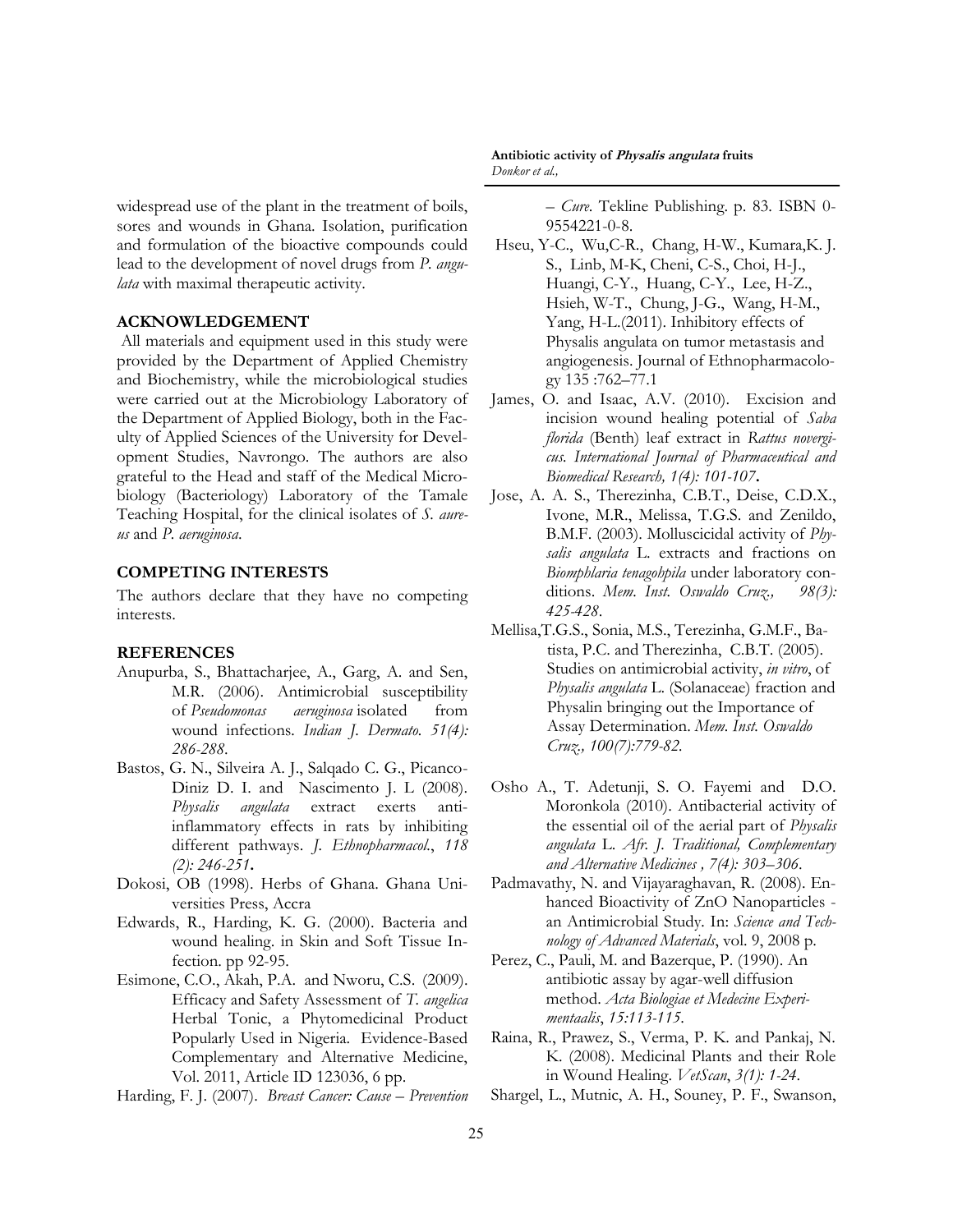widespread use of the plant in the treatment of boils, sores and wounds in Ghana. Isolation, purification and formulation of the bioactive compounds could lead to the development of novel drugs from *P. angulata* with maximal therapeutic activity.

## ACKNOWLEDGEMENT

All materials and equipment used in this study were provided by the Department of Applied Chemistry and Biochemistry, while the microbiological studies were carried out at the Microbiology Laboratory of the Department of Applied Biology, both in the Faculty of Applied Sciences of the University for Development Studies, Navrongo. The authors are also grateful to the Head and staff of the Medical Microbiology (Bacteriology) Laboratory of the Tamale Teaching Hospital, for the clinical isolates of *S. aureus* and *P. aeruginosa*.

## COMPETING INTERESTS

The authors declare that they have no competing interests.

## REFERENCES

Anupurba, S., Bhattacharjee, A., Garg, A. and Sen, M.R. (2006). Antimicrobial susceptibility of *Pseudomonas aeruginosa* isolated from wound infections. *Indian J. Dermato. 51(4): 286-288*.

Bastos, G. N., Silveira A. J., Salqado C. G., Picanco-Diniz D. I. and Nascimento J. L (2008). *Physalis angulata* extract exerts anti-inflammatory effects in rats by inhibiting different pathways. *J. Ethnopharmacol.*, *118 (2): 246-251***.**

Dokosi, OB (1998). Herbs of Ghana. Ghana Universities Press, Accra

Edwards, R., Harding, K. G. (2000). Bacteria and wound healing. in Skin and Soft Tissue Infection. pp 92-95.

Esimone, C.O., Akah, P.A. and Nworu, C.S. (2009). Efficacy and Safety Assessment of *T. angelica* Herbal Tonic, a Phytomedicinal Product Popularly Used in Nigeria. Evidence-Based Complementary and Alternative Medicine, Vol. 2011, Article ID 123036, 6 pp.

Harding, F. J. (2007). *Breast Cancer: Cause – Prevention – Cure*. Tekline Publishing. p. 83. ISBN 0-9554221-0-8.

Hseu, Y-C., Wu,C-R., Chang, H-W., Kumara,K. J. S., Linb, M-K, Cheni, C-S., Choi, H-J., Huangi, C-Y., Huang, C-Y., Lee, H-Z., Hsieh, W-T., Chung, J-G., Wang, H-M., Yang, H-L.(2011). Inhibitory effects of Physalis angulata on tumor metastasis and angiogenesis. Journal of Ethnopharmacology 135 :762–77.1

James, O. and Isaac, A.V. (2010). Excision and incision wound healing potential of *Saba florida* (Benth) leaf extract in *Rattus novergicus. International Journal of Pharmaceutical and Biomedical Research, 1(4): 101-107***.**

Jose, A. A. S., Therezinha, C.B.T., Deise, C.D.X., Ivone, M.R., Melissa, T.G.S. and Zenildo, B.M.F. (2003). Molluscicidal activity of *Physalis angulata* L. extracts and fractions on *Biomphlaria tenagohpila* under laboratory conditions. *Mem. Inst. Oswaldo Cruz., 98(3): 425-428*.

Mellisa,T.G.S., Sonia, M.S., Terezinha, G.M.F., Batista, P.C. and Therezinha, C.B.T. (2005). Studies on antimicrobial activity, *in vitro*, of *Physalis angulata* L. (Solanaceae) fraction and Physalin bringing out the Importance of Assay Determination. *Mem. Inst. Oswaldo Cruz., 100(7):779-82.*

Osho A., T. Adetunji, S. O. Fayemi and D.O. Moronkola (2010). Antibacterial activity of the essential oil of the aerial part of *Physalis angulata* L. *Afr. J. Traditional, Complementary and Alternative Medicines , 7(4): 303–306*.

Padmavathy, N. and Vijayaraghavan, R. (2008). Enhanced Bioactivity of ZnO Nanoparticles - an Antimicrobial Study. In: *Science and Technology of Advanced Materials*, vol. 9, 2008 p.

Perez, C., Pauli, M. and Bazerque, P. (1990). An antibiotic assay by agar-well diffusion method. *Acta Biologiae et Medecine Experimentaalis*, *15:113-115.*

Raina, R., Prawez, S., Verma, P. K. and Pankaj, N. K. (2008). Medicinal Plants and their Role in Wound Healing. *VetScan*, *3(1): 1-24*.

Shargel, L., Mutnic, A. H., Souney, P. F., Swanson,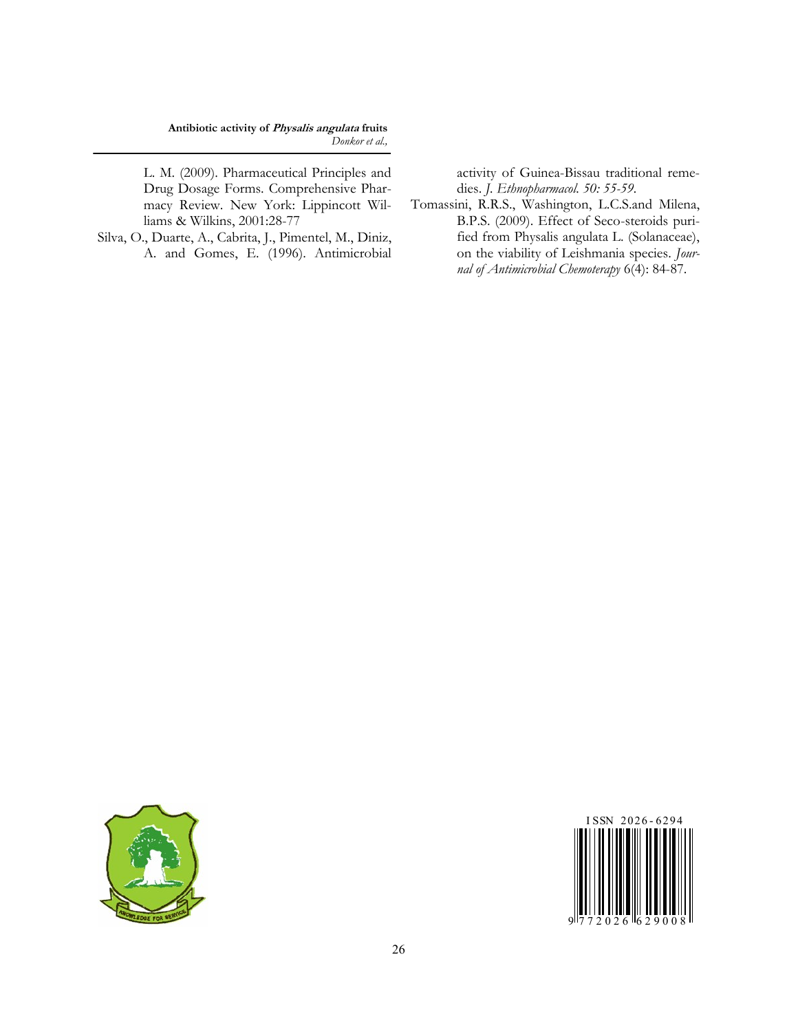L. M. (2009). Pharmaceutical Principles and Drug Dosage Forms. Comprehensive Pharmacy Review. New York: Lippincott Williams & Wilkins, 2001:28-77

Silva, O., Duarte, A., Cabrita, J., Pimentel, M., Diniz, A. and Gomes, E. (1996). Antimicrobial activity of Guinea-Bissau traditional remedies. *J. Ethnopharmacol. 50: 55-59.*

Tomassini, R.R.S., Washington, L.C.S.and Milena, B.P.S. (2009). Effect of Seco-steroids purified from Physalis angulata L. (Solanaceae), on the viability of Leishmania species. *Journal of Antimicrobial Chemoterapy* 6(4): 84-87.

ISSN 2026-6294